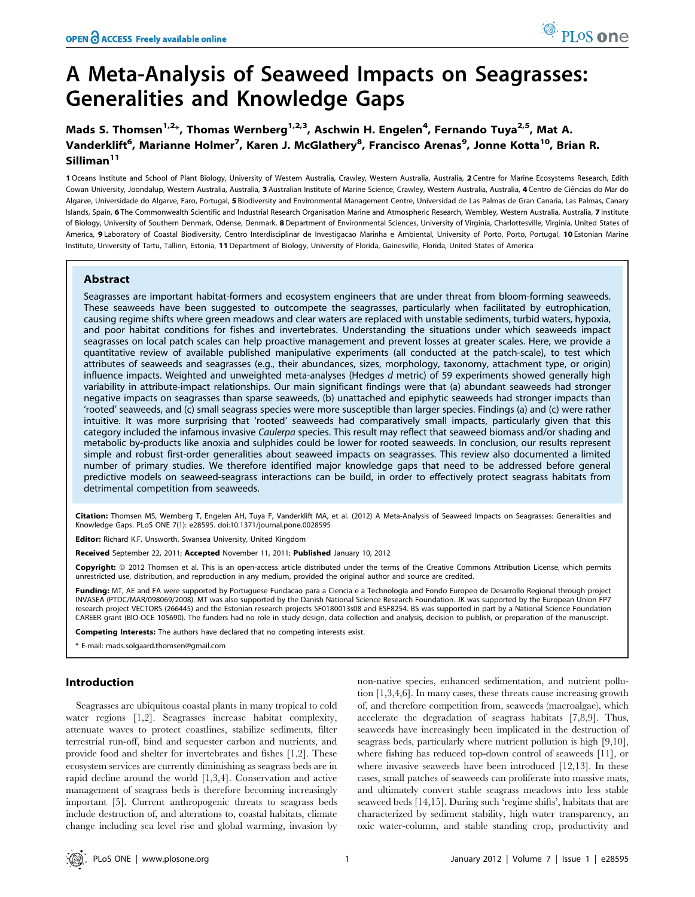# A Meta-Analysis of Seaweed Impacts on Seagrasses: Generalities and Knowledge Gaps

**Mads S. Thomsen[1,2]*, Thomas Wernberg[1,2,3], Aschwin H. Engelen[4], Fernando Tuya[2,5], Mat A. Vanderklift[6], Marianne Holmer[7], Karen J. McGlathery[8], Francisco Arenas[9], Jonne Kotta[10], Brian R. Silliman[11]**

**1** Oceans Institute and School of Plant Biology, University of Western Australia, Crawley, Western Australia, Australia, **2** Centre for Marine Ecosystems Research, Edith Cowan University, Joondalup, Western Australia, Australia, **3** Australian Institute of Marine Science, Crawley, Western Australia, Australia, **4** Centro de Ciências do Mar do Algarve, Universidade do Algarve, Faro, Portugal, **5** Biodiversity and Environmental Management Centre, Universidad de Las Palmas de Gran Canaria, Las Palmas, Canary Islands, Spain, **6** The Commonwealth Scientific and Industrial Research Organisation Marine and Atmospheric Research, Wembley, Western Australia, Australia, **7** Institute of Biology, University of Southern Denmark, Odense, Denmark, **8** Department of Environmental Sciences, University of Virginia, Charlottesville, Virginia, United States of America, **9** Laboratory of Coastal Biodiversity, Centro Interdisciplinar de Investigacao Marinha e Ambiental, University of Porto, Porto, Portugal, **10** Estonian Marine Institute, University of Tartu, Tallinn, Estonia, **11** Department of Biology, University of Florida, Gainesville, Florida, United States of America

## Abstract

Seagrasses are important habitat-formers and ecosystem engineers that are under threat from bloom-forming seaweeds. These seaweeds have been suggested to outcompete the seagrasses, particularly when facilitated by eutrophication, causing regime shifts where green meadows and clear waters are replaced with unstable sediments, turbid waters, hypoxia, and poor habitat conditions for fishes and invertebrates. Understanding the situations under which seaweeds impact seagrasses on local patch scales can help proactive management and prevent losses at greater scales. Here, we provide a quantitative review of available published manipulative experiments (all conducted at the patch-scale), to test which attributes of seaweeds and seagrasses (e.g., their abundances, sizes, morphology, taxonomy, attachment type, or origin) influence impacts. Weighted and unweighted meta-analyses (Hedges *d* metric) of 59 experiments showed generally high variability in attribute-impact relationships. Our main significant findings were that (a) abundant seaweeds had stronger negative impacts on seagrasses than sparse seaweeds, (b) unattached and epiphytic seaweeds had stronger impacts than 'rooted' seaweeds, and (c) small seagrass species were more susceptible than larger species. Findings (a) and (c) were rather intuitive. It was more surprising that 'rooted' seaweeds had comparatively small impacts, particularly given that this category included the infamous invasive *Caulerpa* species. This result may reflect that seaweed biomass and/or shading and metabolic by-products like anoxia and sulphides could be lower for rooted seaweeds. In conclusion, our results represent simple and robust first-order generalities about seaweed impacts on seagrasses. This review also documented a limited number of primary studies. We therefore identified major knowledge gaps that need to be addressed before general predictive models on seaweed-seagrass interactions can be build, in order to effectively protect seagrass habitats from detrimental competition from seaweeds.

**Citation:** Thomsen MS, Wernberg T, Engelen AH, Tuya F, Vanderklift MA, et al. (2012) A Meta-Analysis of Seaweed Impacts on Seagrasses: Generalities and Knowledge Gaps. PLoS ONE 7(1): e28595. doi:10.1371/journal.pone.0028595

**Editor:** Richard K.F. Unsworth, Swansea University, United Kingdom

**Received** September 22, 2011; **Accepted** November 11, 2011; **Published** January 10, 2012

**Copyright:** © 2012 Thomsen et al. This is an open-access article distributed under the terms of the Creative Commons Attribution License, which permits unrestricted use, distribution, and reproduction in any medium, provided the original author and source are credited.

**Funding:** MT, AE and FA were supported by Portuguese Fundacao para a Ciencia e a Technologia and Fondo Europeo de Desarrollo Regional through project INVASEA (PTDC/MAR/098069/2008). MT was also supported by the Danish National Science Research Foundation. JK was supported by the European Union FP7 research project VECTORS (266445) and the Estonian research projects SF0180013s08 and ESF8254. BS was supported in part by a National Science Foundation CAREER grant (BIO-OCE 105690). The funders had no role in study design, data collection and analysis, decision to publish, or preparation of the manuscript.

**Competing Interests:** The authors have declared that no competing interests exist.

\* E-mail: mads.solgaard.thomsen@gmail.com

## Introduction

Seagrasses are ubiquitous coastal plants in many tropical to cold water regions [1,2]. Seagrasses increase habitat complexity, attenuate waves to protect coastlines, stabilize sediments, filter terrestrial run-off, bind and sequester carbon and nutrients, and provide food and shelter for invertebrates and fishes [1,2]. These ecosystem services are currently diminishing as seagrass beds are in rapid decline around the world [1,3,4]. Conservation and active management of seagrass beds is therefore becoming increasingly important [5]. Current anthropogenic threats to seagrass beds include destruction of, and alterations to, coastal habitats, climate change including sea level rise and global warming, invasion by non-native species, enhanced sedimentation, and nutrient pollution [1,3,4,6]. In many cases, these threats cause increasing growth of, and therefore competition from, seaweeds (macroalgae), which accelerate the degradation of seagrass habitats [7,8,9]. Thus, seaweeds have increasingly been implicated in the destruction of seagrass beds, particularly where nutrient pollution is high [9,10], where fishing has reduced top-down control of seaweeds [11], or where invasive seaweeds have been introduced [12,13]. In these cases, small patches of seaweeds can proliferate into massive mats, and ultimately convert stable seagrass meadows into less stable seaweed beds [14,15]. During such 'regime shifts', habitats that are characterized by sediment stability, high water transparency, an oxic water-column, and stable standing crop, productivity and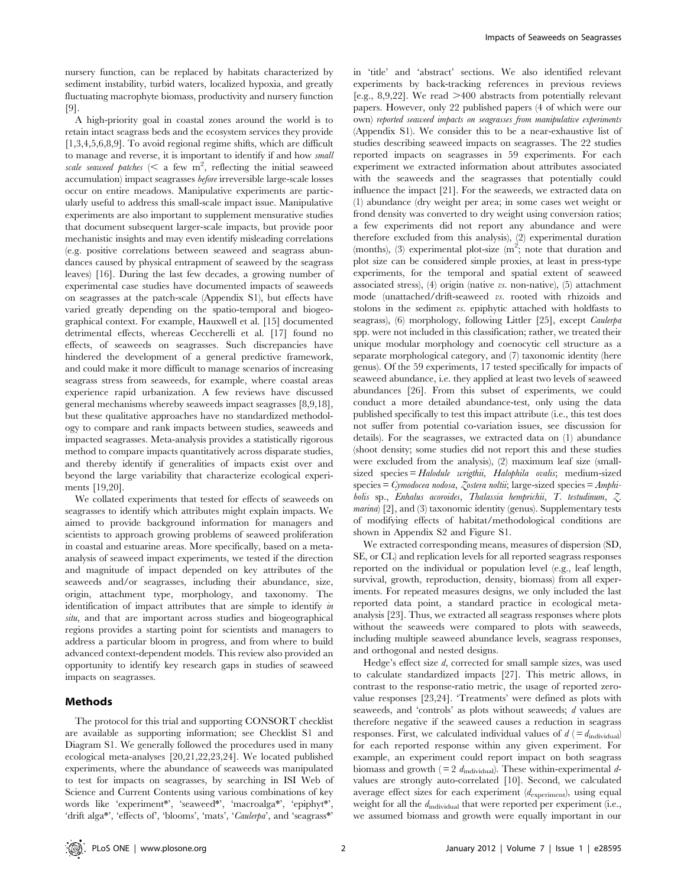nursery function, can be replaced by habitats characterized by sediment instability, turbid waters, localized hypoxia, and greatly fluctuating macrophyte biomass, productivity and nursery function [9].

A high-priority goal in coastal zones around the world is to retain intact seagrass beds and the ecosystem services they provide [1,3,4,5,6,8,9]. To avoid regional regime shifts, which are difficult to manage and reverse, it is important to identify if and how *small scale seaweed patches* (< a few $m^2$, reflecting the initial seaweed accumulation) impact seagrasses *before* irreversible large-scale losses occur on entire meadows. Manipulative experiments are particularly useful to address this small-scale impact issue. Manipulative experiments are also important to supplement mensurative studies that document subsequent larger-scale impacts, but provide poor mechanistic insights and may even identify misleading correlations (e.g. positive correlations between seaweed and seagrass abundances caused by physical entrapment of seaweed by the seagrass leaves) [16]. During the last few decades, a growing number of experimental case studies have documented impacts of seaweeds on seagrasses at the patch-scale (Appendix S1), but effects have varied greatly depending on the spatio-temporal and biogeographical context. For example, Hauxwell et al. [15] documented detrimental effects, whereas Ceccherelli et al. [17] found no effects, of seaweeds on seagrasses. Such discrepancies have hindered the development of a general predictive framework, and could make it more difficult to manage scenarios of increasing seagrass stress from seaweeds, for example, where coastal areas experience rapid urbanization. A few reviews have discussed general mechanisms whereby seaweeds impact seagrasses [8,9,18], but these qualitative approaches have no standardized methodology to compare and rank impacts between studies, seaweeds and impacted seagrasses. Meta-analysis provides a statistically rigorous method to compare impacts quantitatively across disparate studies, and thereby identify if generalities of impacts exist over and beyond the large variability that characterize ecological experiments [19,20].

We collated experiments that tested for effects of seaweeds on seagrasses to identify which attributes might explain impacts. We aimed to provide background information for managers and scientists to approach growing problems of seaweed proliferation in coastal and estuarine areas. More specifically, based on a meta-analysis of seaweed impact experiments, we tested if the direction and magnitude of impact depended on key attributes of the seaweeds and/or seagrasses, including their abundance, size, origin, attachment type, morphology, and taxonomy. The identification of impact attributes that are simple to identify *in situ*, and that are important across studies and biogeographical regions provides a starting point for scientists and managers to address a particular bloom in progress, and from where to build advanced context-dependent models. This review also provided an opportunity to identify key research gaps in studies of seaweed impacts on seagrasses.

## Methods

The protocol for this trial and supporting CONSORT checklist are available as supporting information; see Checklist S1 and Diagram S1. We generally followed the procedures used in many ecological meta-analyses [20,21,22,23,24]. We located published experiments, where the abundance of seaweeds was manipulated to test for impacts on seagrasses, by searching in ISI Web of Science and Current Contents using various combinations of key words like 'experiment*', 'seaweed*', 'macroalga*', 'epiphyt*', 'drift alga*', 'effects of', 'blooms', 'mats', '*Caulerpa*', and 'seagrass*' in 'title' and 'abstract' sections. We also identified relevant experiments by back-tracking references in previous reviews [e.g., 8,9,22]. We read >400 abstracts from potentially relevant papers. However, only 22 published papers (4 of which were our own) *reported seaweed impacts on seagrasses from manipulative experiments* (Appendix S1). We consider this to be a near-exhaustive list of studies describing seaweed impacts on seagrasses. The 22 studies reported impacts on seagrasses in 59 experiments. For each experiment we extracted information about attributes associated with the seaweeds and the seagrasses that potentially could influence the impact [21]. For the seaweeds, we extracted data on (1) abundance (dry weight per area; in some cases wet weight or frond density was converted to dry weight using conversion ratios; a few experiments did not report any abundance and were therefore excluded from this analysis), (2) experimental duration (months), (3) experimental plot-size ($m^2$; note that duration and plot size can be considered simple proxies, at least in press-type experiments, for the temporal and spatial extent of seaweed associated stress), (4) origin (native *vs.* non-native), (5) attachment mode (unattached/drift-seaweed *vs.* rooted with rhizoids and stolons in the sediment *vs.* epiphytic attached with holdfasts to seagrass), (6) morphology, following Littler [25], except *Caulerpa* spp. were not included in this classification; rather, we treated their unique modular morphology and coenocytic cell structure as a separate morphological category, and (7) taxonomic identity (here genus). Of the 59 experiments, 17 tested specifically for impacts of seaweed abundance, i.e. they applied at least two levels of seaweed abundances [26]. From this subset of experiments, we could conduct a more detailed abundance-test, only using the data published specifically to test this impact attribute (i.e., this test does not suffer from potential co-variation issues, see discussion for details). For the seagrasses, we extracted data on (1) abundance (shoot density; some studies did not report this and these studies were excluded from the analysis), (2) maximum leaf size (small-sized species = *Halodule wrigthii*, *Halophila ovalis*; medium-sized species = *Cymodocea nodosa*, *Zostera noltii*; large-sized species = *Amphibolis* sp., *Enhalus acoroides*, *Thalassia hemprichii*, *T. testudinum*, *Z. marina*) [2], and (3) taxonomic identity (genus). Supplementary tests of modifying effects of habitat/methodological conditions are shown in Appendix S2 and Figure S1.

We extracted corresponding means, measures of dispersion (SD, SE, or CL) and replication levels for all reported seagrass responses reported on the individual or population level (e.g., leaf length, survival, growth, reproduction, density, biomass) from all experiments. For repeated measures designs, we only included the last reported data point, a standard practice in ecological meta-analysis [23]. Thus, we extracted all seagrass responses where plots without the seaweeds were compared to plots with seaweeds, including multiple seaweed abundance levels, seagrass responses, and orthogonal and nested designs.

Hedge's effect size *d*, corrected for small sample sizes, was used to calculate standardized impacts [27]. This metric allows, in contrast to the response-ratio metric, the usage of reported zero-value responses [23,24]. 'Treatments' were defined as plots with seaweeds, and 'controls' as plots without seaweeds; *d* values are therefore negative if the seaweed causes a reduction in seagrass responses. First, we calculated individual values of $d$ ($= d_{\text{individual}}$) for each reported response within any given experiment. For example, an experiment could report impact on both seagrass biomass and growth ($= 2\ d_{\text{individual}}$). These within-experimental *d*-values are strongly auto-correlated [10]. Second, we calculated average effect sizes for each experiment ($d_{\text{experiment}}$), using equal weight for all the $d_{\text{individual}}$ that were reported per experiment (i.e., we assumed biomass and growth were equally important in our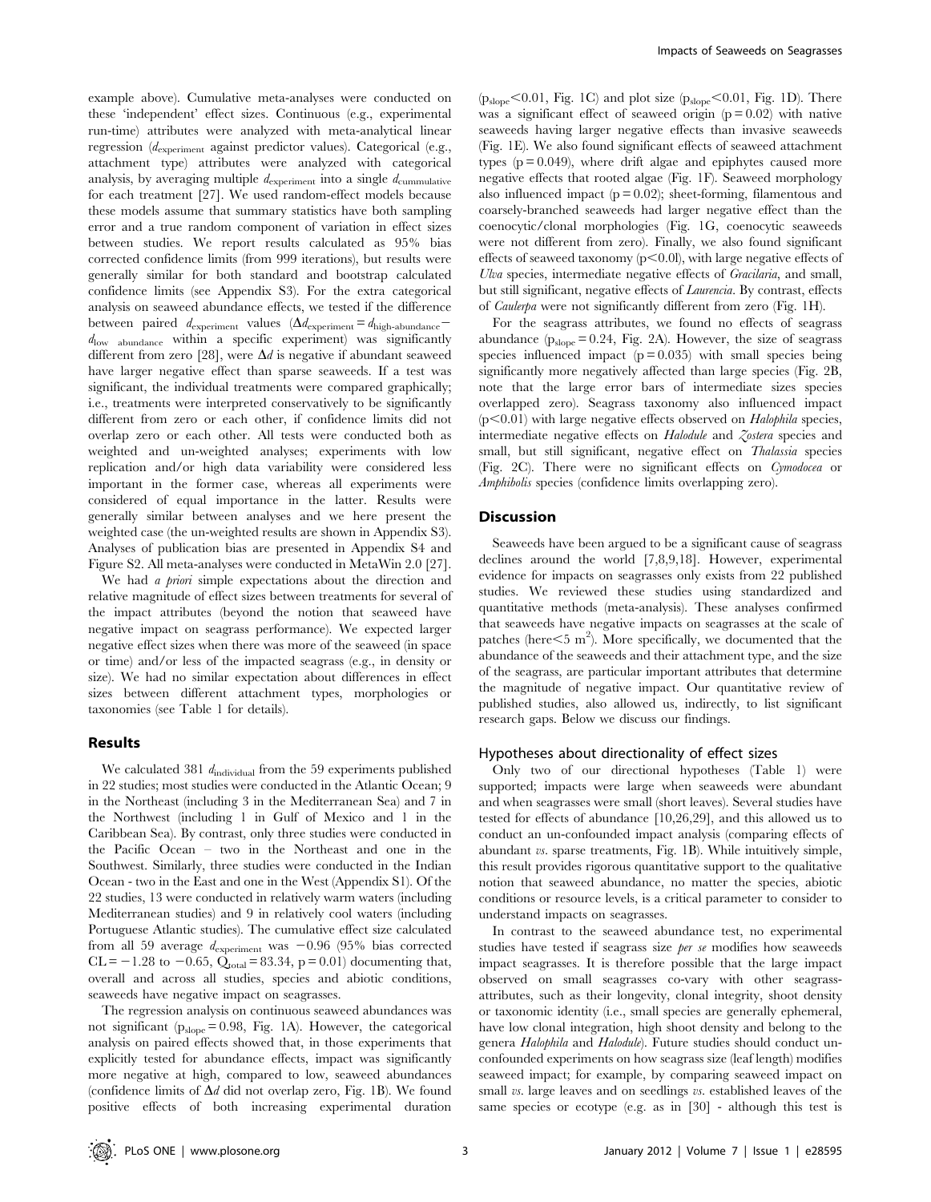example above). Cumulative meta-analyses were conducted on these 'independent' effect sizes. Continuous (e.g., experimental run-time) attributes were analyzed with meta-analytical linear regression ($d_{experiment}$ against predictor values). Categorical (e.g., attachment type) attributes were analyzed with categorical analysis, by averaging multiple $d_{experiment}$ into a single $d_{cummulative}$ for each treatment [27]. We used random-effect models because these models assume that summary statistics have both sampling error and a true random component of variation in effect sizes between studies. We report results calculated as 95% bias corrected confidence limits (from 999 iterations), but results were generally similar for both standard and bootstrap calculated confidence limits (see Appendix S3). For the extra categorical analysis on seaweed abundance effects, we tested if the difference between paired $d_{experiment}$ values ($\Delta d_{experiment} = d_{high\text{-}abundance} - d_{low\ abundance}$ within a specific experiment) was significantly different from zero [28], were $\Delta d$ is negative if abundant seaweed have larger negative effect than sparse seaweeds. If a test was significant, the individual treatments were compared graphically; i.e., treatments were interpreted conservatively to be significantly different from zero or each other, if confidence limits did not overlap zero or each other. All tests were conducted both as weighted and un-weighted analyses; experiments with low replication and/or high data variability were considered less important in the former case, whereas all experiments were considered of equal importance in the latter. Results were generally similar between analyses and we here present the weighted case (the un-weighted results are shown in Appendix S3). Analyses of publication bias are presented in Appendix S4 and Figure S2. All meta-analyses were conducted in MetaWin 2.0 [27].

We had *a priori* simple expectations about the direction and relative magnitude of effect sizes between treatments for several of the impact attributes (beyond the notion that seaweed have negative impact on seagrass performance). We expected larger negative effect sizes when there was more of the seaweed (in space or time) and/or less of the impacted seagrass (e.g., in density or size). We had no similar expectation about differences in effect sizes between different attachment types, morphologies or taxonomies (see Table 1 for details).

## Results

We calculated 381 $d_{individual}$ from the 59 experiments published in 22 studies; most studies were conducted in the Atlantic Ocean; 9 in the Northeast (including 3 in the Mediterranean Sea) and 7 in the Northwest (including 1 in Gulf of Mexico and 1 in the Caribbean Sea). By contrast, only three studies were conducted in the Pacific Ocean – two in the Northeast and one in the Southwest. Similarly, three studies were conducted in the Indian Ocean - two in the East and one in the West (Appendix S1). Of the 22 studies, 13 were conducted in relatively warm waters (including Mediterranean studies) and 9 in relatively cool waters (including Portuguese Atlantic studies). The cumulative effect size calculated from all 59 average $d_{experiment}$ was $-0.96$ (95% bias corrected CL = $-1.28$ to $-0.65$, $Q_{total} = 83.34$, $p = 0.01$) documenting that, overall and across all studies, species and abiotic conditions, seaweeds have negative impact on seagrasses.

The regression analysis on continuous seaweed abundances was not significant ($p_{slope} = 0.98$, Fig. 1A). However, the categorical analysis on paired effects showed that, in those experiments that explicitly tested for abundance effects, impact was significantly more negative at high, compared to low, seaweed abundances (confidence limits of $\Delta d$ did not overlap zero, Fig. 1B). We found positive effects of both increasing experimental duration ($p_{slope} < 0.01$, Fig. 1C) and plot size ($p_{slope} < 0.01$, Fig. 1D). There was a significant effect of seaweed origin ($p = 0.02$) with native seaweeds having larger negative effects than invasive seaweeds (Fig. 1E). We also found significant effects of seaweed attachment types ($p = 0.049$), where drift algae and epiphytes caused more negative effects that rooted algae (Fig. 1F). Seaweed morphology also influenced impact ($p = 0.02$); sheet-forming, filamentous and coarsely-branched seaweeds had larger negative effect than the coenocytic/clonal morphologies (Fig. 1G, coenocytic seaweeds were not different from zero). Finally, we also found significant effects of seaweed taxonomy ($p < 0.0l$), with large negative effects of *Ulva* species, intermediate negative effects of *Gracilaria*, and small, but still significant, negative effects of *Laurencia*. By contrast, effects of *Caulerpa* were not significantly different from zero (Fig. 1H).

For the seagrass attributes, we found no effects of seagrass abundance ($p_{slope} = 0.24$, Fig. 2A). However, the size of seagrass species influenced impact ($p = 0.035$) with small species being significantly more negatively affected than large species (Fig. 2B, note that the large error bars of intermediate sizes species overlapped zero). Seagrass taxonomy also influenced impact ($p < 0.01$) with large negative effects observed on *Halophila* species, intermediate negative effects on *Halodule* and *Zostera* species and small, but still significant, negative effect on *Thalassia* species (Fig. 2C). There were no significant effects on *Cymodocea* or *Amphibolis* species (confidence limits overlapping zero).

## Discussion

Seaweeds have been argued to be a significant cause of seagrass declines around the world [7,8,9,18]. However, experimental evidence for impacts on seagrasses only exists from 22 published studies. We reviewed these studies using standardized and quantitative methods (meta-analysis). These analyses confirmed that seaweeds have negative impacts on seagrasses at the scale of patches (here $< 5$ m$^2$). More specifically, we documented that the abundance of the seaweeds and their attachment type, and the size of the seagrass, are particular important attributes that determine the magnitude of negative impact. Our quantitative review of published studies, also allowed us, indirectly, to list significant research gaps. Below we discuss our findings.

### Hypotheses about directionality of effect sizes

Only two of our directional hypotheses (Table 1) were supported; impacts were large when seaweeds were abundant and when seagrasses were small (short leaves). Several studies have tested for effects of abundance [10,26,29], and this allowed us to conduct an un-confounded impact analysis (comparing effects of abundant *vs*. sparse treatments, Fig. 1B). While intuitively simple, this result provides rigorous quantitative support to the qualitative notion that seaweed abundance, no matter the species, abiotic conditions or resource levels, is a critical parameter to consider to understand impacts on seagrasses.

In contrast to the seaweed abundance test, no experimental studies have tested if seagrass size *per se* modifies how seaweeds impact seagrasses. It is therefore possible that the large impact observed on small seagrasses co-vary with other seagrass-attributes, such as their longevity, clonal integrity, shoot density or taxonomic identity (i.e., small species are generally ephemeral, have low clonal integration, high shoot density and belong to the genera *Halophila* and *Halodule*). Future studies should conduct un-confounded experiments on how seagrass size (leaf length) modifies seaweed impact; for example, by comparing seaweed impact on small *vs*. large leaves and on seedlings *vs*. established leaves of the same species or ecotype (e.g. as in [30] - although this test is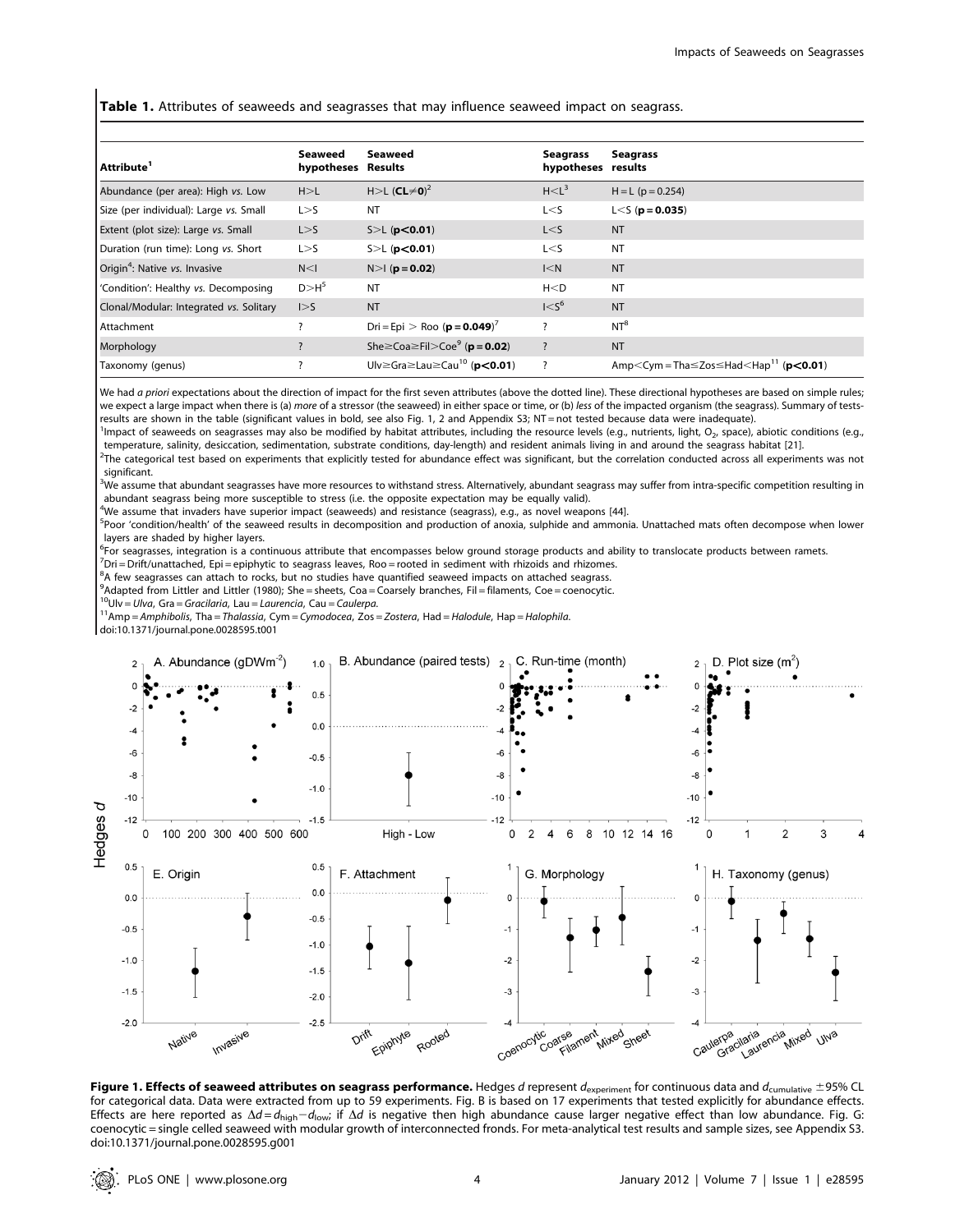**Table 1.** Attributes of seaweeds and seagrasses that may influence seaweed impact on seagrass.

| Attribute[1] | Seaweed hypotheses | Seaweed Results | Seagrass hypotheses | Seagrass results |
|---|---|---|---|---|
| Abundance (per area): High vs. Low | H>L | H>L (**CL≠0**)[2] | H<L[3] | H = L (p = 0.254) |
| Size (per individual): Large vs. Small | L>S | NT | L<S | L<S (**p = 0.035**) |
| Extent (plot size): Large vs. Small | L>S | S>L (**p<0.01**) | L<S | NT |
| Duration (run time): Long vs. Short | L>S | S>L (**p<0.01**) | L<S | NT |
| Origin[4]: Native vs. Invasive | N<I | N>I (**p = 0.02**) | I<N | NT |
| 'Condition': Healthy vs. Decomposing | D>H[5] | NT | H<D | NT |
| Clonal/Modular: Integrated vs. Solitary | I>S | NT | I<S[6] | NT |
| Attachment | ? | Dri = Epi > Roo (**p = 0.049**)[7] | ? | NT[8] |
| Morphology | ? | She≥Coa≥Fil>Coe[9] (**p = 0.02**) | ? | NT |
| Taxonomy (genus) | ? | Ulv≥Gra≥Lau≥Cau[10] (**p<0.01**) | ? | Amp<Cym = Tha≤Zos≤Had<Hap[11] (**p<0.01**) |

We had *a priori* expectations about the direction of impact for the first seven attributes (above the dotted line). These directional hypotheses are based on simple rules; we expect a large impact when there is (a) *more* of a stressor (the seaweed) in either space or time, or (b) *less* of the impacted organism (the seagrass). Summary of tests-results are shown in the table (significant values in bold, see also Fig. 1, 2 and Appendix S3; NT = not tested because data were inadequate).

[1]Impact of seaweeds on seagrasses may also be modified by habitat attributes, including the resource levels (e.g., nutrients, light, $O_2$, space), abiotic conditions (e.g., temperature, salinity, desiccation, sedimentation, substrate conditions, day-length) and resident animals living in and around the seagrass habitat [21].

[2]The categorical test based on experiments that explicitly tested for abundance effect was significant, but the correlation conducted across all experiments was not significant.

[3]We assume that abundant seagrasses have more resources to withstand stress. Alternatively, abundant seagrass may suffer from intra-specific competition resulting in abundant seagrass being more susceptible to stress (i.e. the opposite expectation may be equally valid).

[4]We assume that invaders have superior impact (seaweeds) and resistance (seagrass), e.g., as novel weapons [44].

[5]Poor 'condition/health' of the seaweed results in decomposition and production of anoxia, sulphide and ammonia. Unattached mats often decompose when lower layers are shaded by higher layers.

[6]For seagrasses, integration is a continuous attribute that encompasses below ground storage products and ability to translocate products between ramets.

[7]Dri = Drift/unattached, Epi = epiphytic to seagrass leaves, Roo = rooted in sediment with rhizoids and rhizomes.

[8]A few seagrasses can attach to rocks, but no studies have quantified seaweed impacts on attached seagrass.

[9]Adapted from Littler and Littler (1980); She = sheets, Coa = Coarsely branches, Fil = filaments, Coe = coenocytic.

[10]Ulv = *Ulva*, Gra = *Gracilaria*, Lau = *Laurencia*, Cau = *Caulerpa*.

[11]Amp = *Amphibolis*, Tha = *Thalassia*, Cym = *Cymodocea*, Zos = *Zostera*, Had = *Halodule*, Hap = *Halophila*.

doi:10.1371/journal.pone.0028595.t001

**Figure 1. Effects of seaweed attributes on seagrass performance.** Hedges *d* represent $d_{experiment}$ for continuous data and $d_{cumulative}$ ±95% CL for categorical data. Data were extracted from up to 59 experiments. Fig. B is based on 17 experiments that tested explicitly for abundance effects. Effects are here reported as $\Delta d = d_{high} - d_{low}$; if $\Delta d$ is negative then high abundance cause larger negative effect than low abundance. Fig. G: coenocytic = single celled seaweed with modular growth of interconnected fronds. For meta-analytical test results and sample sizes, see Appendix S3.
doi:10.1371/journal.pone.0028595.g001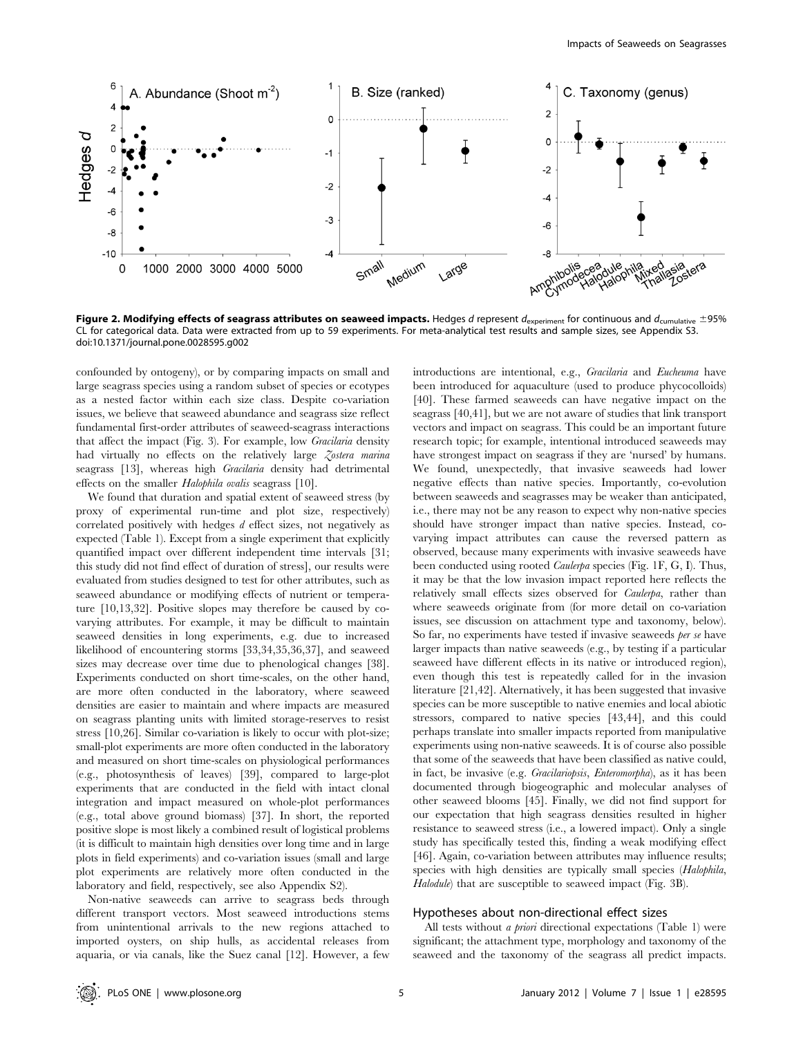**Figure 2. Modifying effects of seagrass attributes on seaweed impacts.** Hedges d represent $d_{experiment}$ for continuous and $d_{cumulative}$ ±95% CL for categorical data. Data were extracted from up to 59 experiments. For meta-analytical test results and sample sizes, see Appendix S3. doi:10.1371/journal.pone.0028595.g002

confounded by ontogeny), or by comparing impacts on small and large seagrass species using a random subset of species or ecotypes as a nested factor within each size class. Despite co-variation issues, we believe that seaweed abundance and seagrass size reflect fundamental first-order attributes of seaweed-seagrass interactions that affect the impact (Fig. 3). For example, low *Gracilaria* density had virtually no effects on the relatively large *Zostera marina* seagrass [13], whereas high *Gracilaria* density had detrimental effects on the smaller *Halophila ovalis* seagrass [10].

We found that duration and spatial extent of seaweed stress (by proxy of experimental run-time and plot size, respectively) correlated positively with hedges *d* effect sizes, not negatively as expected (Table 1). Except from a single experiment that explicitly quantified impact over different independent time intervals [31; this study did not find effect of duration of stress], our results were evaluated from studies designed to test for other attributes, such as seaweed abundance or modifying effects of nutrient or temperature [10,13,32]. Positive slopes may therefore be caused by co-varying attributes. For example, it may be difficult to maintain seaweed densities in long experiments, e.g. due to increased likelihood of encountering storms [33,34,35,36,37], and seaweed sizes may decrease over time due to phenological changes [38]. Experiments conducted on short time-scales, on the other hand, are more often conducted in the laboratory, where seaweed densities are easier to maintain and where impacts are measured on seagrass planting units with limited storage-reserves to resist stress [10,26]. Similar co-variation is likely to occur with plot-size; small-plot experiments are more often conducted in the laboratory and measured on short time-scales on physiological performances (e.g., photosynthesis of leaves) [39], compared to large-plot experiments that are conducted in the field with intact clonal integration and impact measured on whole-plot performances (e.g., total above ground biomass) [37]. In short, the reported positive slope is most likely a combined result of logistical problems (it is difficult to maintain high densities over long time and in large plots in field experiments) and co-variation issues (small and large plot experiments are relatively more often conducted in the laboratory and field, respectively, see also Appendix S2).

Non-native seaweeds can arrive to seagrass beds through different transport vectors. Most seaweed introductions stems from unintentional arrivals to the new regions attached to imported oysters, on ship hulls, as accidental releases from aquaria, or via canals, like the Suez canal [12]. However, a few introductions are intentional, e.g., *Gracilaria* and *Eucheuma* have been introduced for aquaculture (used to produce phycocolloids) [40]. These farmed seaweeds can have negative impact on the seagrass [40,41], but we are not aware of studies that link transport vectors and impact on seagrass. This could be an important future research topic; for example, intentional introduced seaweeds may have strongest impact on seagrass if they are 'nursed' by humans. We found, unexpectedly, that invasive seaweeds had lower negative effects than native species. Importantly, co-evolution between seaweeds and seagrasses may be weaker than anticipated, i.e., there may not be any reason to expect why non-native species should have stronger impact than native species. Instead, co-varying impact attributes can cause the reversed pattern as observed, because many experiments with invasive seaweeds have been conducted using rooted *Caulerpa* species (Fig. 1F, G, I). Thus, it may be that the low invasion impact reported here reflects the relatively small effects sizes observed for *Caulerpa*, rather than where seaweeds originate from (for more detail on co-variation issues, see discussion on attachment type and taxonomy, below). So far, no experiments have tested if invasive seaweeds *per se* have larger impacts than native seaweeds (e.g., by testing if a particular seaweed have different effects in its native or introduced region), even though this test is repeatedly called for in the invasion literature [21,42]. Alternatively, it has been suggested that invasive species can be more susceptible to native enemies and local abiotic stressors, compared to native species [43,44], and this could perhaps translate into smaller impacts reported from manipulative experiments using non-native seaweeds. It is of course also possible that some of the seaweeds that have been classified as native could, in fact, be invasive (e.g. *Gracilariopsis*, *Enteromorpha*), as it has been documented through biogeographic and molecular analyses of other seaweed blooms [45]. Finally, we did not find support for our expectation that high seagrass densities resulted in higher resistance to seaweed stress (i.e., a lowered impact). Only a single study has specifically tested this, finding a weak modifying effect [46]. Again, co-variation between attributes may influence results; species with high densities are typically small species (*Halophila*, *Halodule*) that are susceptible to seaweed impact (Fig. 3B).

### Hypotheses about non-directional effect sizes

All tests without *a priori* directional expectations (Table 1) were significant; the attachment type, morphology and taxonomy of the seaweed and the taxonomy of the seagrass all predict impacts.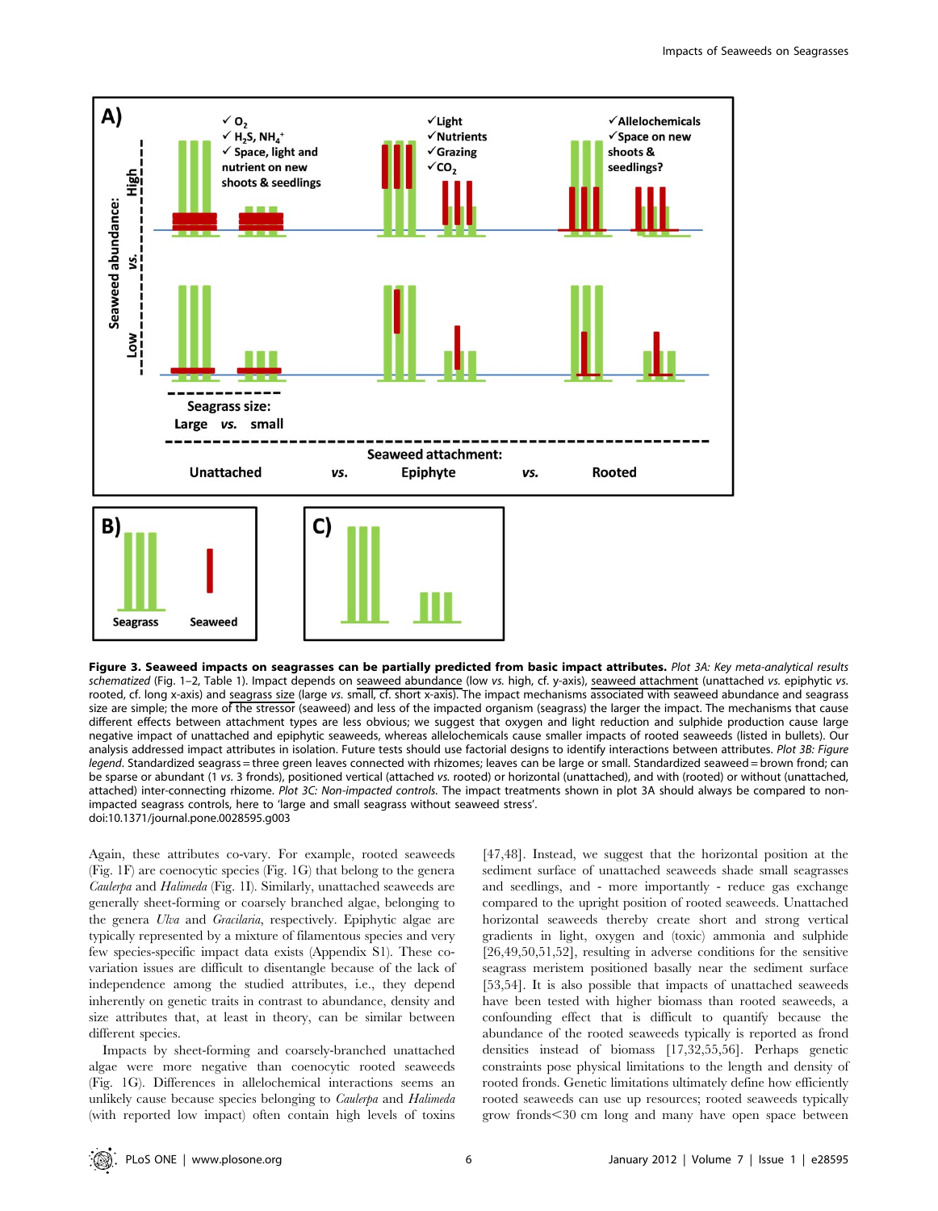**Figure 3. Seaweed impacts on seagrasses can be partially predicted from basic impact attributes.** *Plot 3A: Key meta-analytical results schematized* (Fig. 1–2, Table 1). Impact depends on seaweed abundance (low *vs.* high, cf. y-axis), seaweed attachment (unattached *vs.* epiphytic *vs.* rooted, cf. long x-axis) and seagrass size (large *vs.* small, cf. short x-axis). The impact mechanisms associated with seaweed abundance and seagrass size are simple; the more of the stressor (seaweed) and less of the impacted organism (seagrass) the larger the impact. The mechanisms that cause different effects between attachment types are less obvious; we suggest that oxygen and light reduction and sulphide production cause large negative impact of unattached and epiphytic seaweeds, whereas allelochemicals cause smaller impacts of rooted seaweeds (listed in bullets). Our analysis addressed impact attributes in isolation. Future tests should use factorial designs to identify interactions between attributes. *Plot 3B: Figure legend*. Standardized seagrass = three green leaves connected with rhizomes; leaves can be large or small. Standardized seaweed = brown frond; can be sparse or abundant (1 *vs.* 3 fronds), positioned vertical (attached *vs.* rooted) or horizontal (unattached), and with (rooted) or without (unattached, attached) inter-connecting rhizome. *Plot 3C: Non-impacted controls*. The impact treatments shown in plot 3A should always be compared to non-impacted seagrass controls, here to 'large and small seagrass without seaweed stress'.
doi:10.1371/journal.pone.0028595.g003

Again, these attributes co-vary. For example, rooted seaweeds (Fig. 1F) are coenocytic species (Fig. 1G) that belong to the genera *Caulerpa* and *Halimeda* (Fig. 1I). Similarly, unattached seaweeds are generally sheet-forming or coarsely branched algae, belonging to the genera *Ulva* and *Gracilaria*, respectively. Epiphytic algae are typically represented by a mixture of filamentous species and very few species-specific impact data exists (Appendix S1). These co-variation issues are difficult to disentangle because of the lack of independence among the studied attributes, i.e., they depend inherently on genetic traits in contrast to abundance, density and size attributes that, at least in theory, can be similar between different species.

Impacts by sheet-forming and coarsely-branched unattached algae were more negative than coenocytic rooted seaweeds (Fig. 1G). Differences in allelochemical interactions seems an unlikely cause because species belonging to *Caulerpa* and *Halimeda* (with reported low impact) often contain high levels of toxins [47,48]. Instead, we suggest that the horizontal position at the sediment surface of unattached seaweeds shade small seagrasses and seedlings, and - more importantly - reduce gas exchange compared to the upright position of rooted seaweeds. Unattached horizontal seaweeds thereby create short and strong vertical gradients in light, oxygen and (toxic) ammonia and sulphide [26,49,50,51,52], resulting in adverse conditions for the sensitive seagrass meristem positioned basally near the sediment surface [53,54]. It is also possible that impacts of unattached seaweeds have been tested with higher biomass than rooted seaweeds, a confounding effect that is difficult to quantify because the abundance of the rooted seaweeds typically is reported as frond densities instead of biomass [17,32,55,56]. Perhaps genetic constraints pose physical limitations to the length and density of rooted fronds. Genetic limitations ultimately define how efficiently rooted seaweeds can use up resources; rooted seaweeds typically grow fronds<30 cm long and many have open space between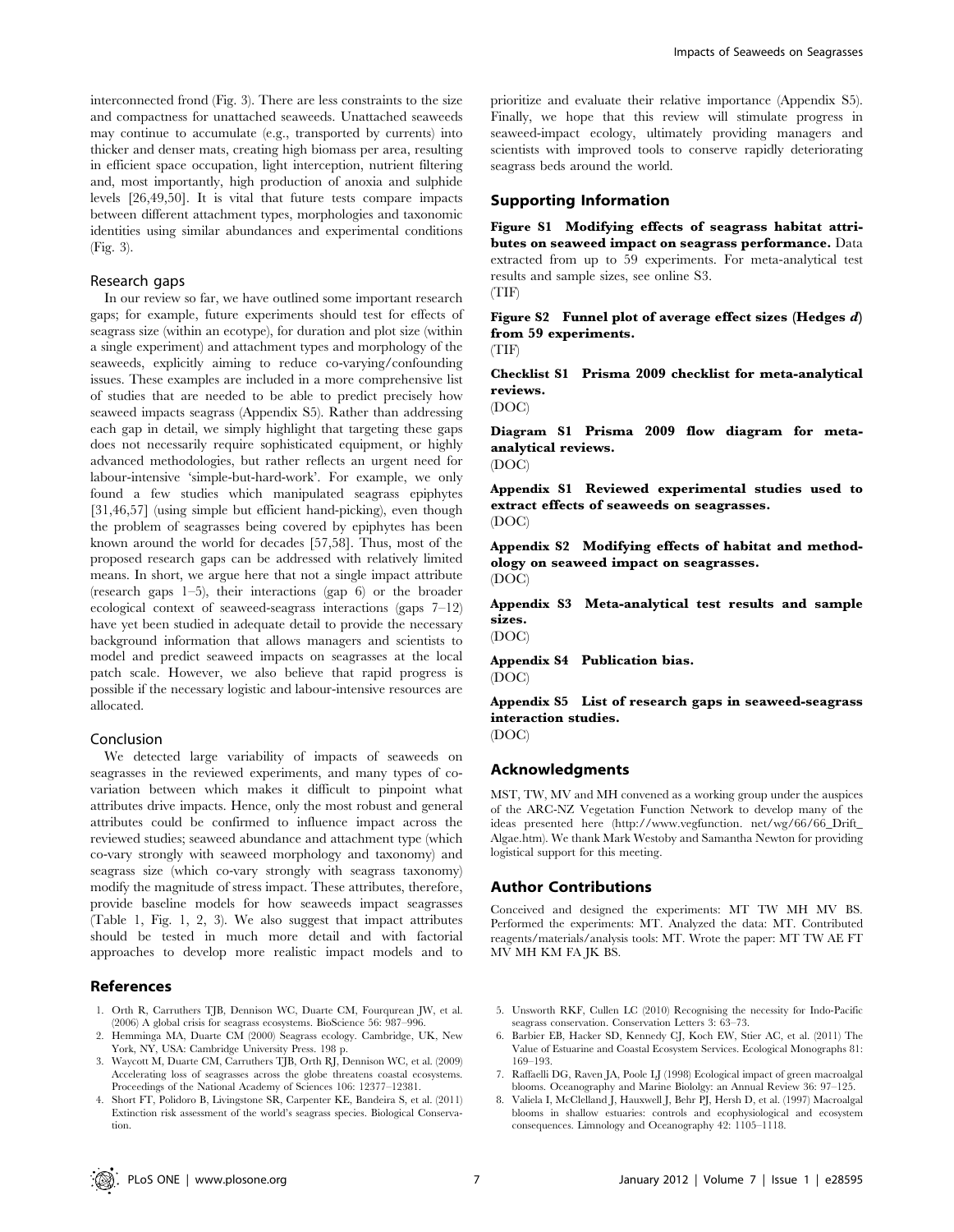interconnected frond (Fig. 3). There are less constraints to the size and compactness for unattached seaweeds. Unattached seaweeds may continue to accumulate (e.g., transported by currents) into thicker and denser mats, creating high biomass per area, resulting in efficient space occupation, light interception, nutrient filtering and, most importantly, high production of anoxia and sulphide levels [26,49,50]. It is vital that future tests compare impacts between different attachment types, morphologies and taxonomic identities using similar abundances and experimental conditions (Fig. 3).

### Research gaps

In our review so far, we have outlined some important research gaps; for example, future experiments should test for effects of seagrass size (within an ecotype), for duration and plot size (within a single experiment) and attachment types and morphology of the seaweeds, explicitly aiming to reduce co-varying/confounding issues. These examples are included in a more comprehensive list of studies that are needed to be able to predict precisely how seaweed impacts seagrass (Appendix S5). Rather than addressing each gap in detail, we simply highlight that targeting these gaps does not necessarily require sophisticated equipment, or highly advanced methodologies, but rather reflects an urgent need for labour-intensive 'simple-but-hard-work'. For example, we only found a few studies which manipulated seagrass epiphytes [31,46,57] (using simple but efficient hand-picking), even though the problem of seagrasses being covered by epiphytes has been known around the world for decades [57,58]. Thus, most of the proposed research gaps can be addressed with relatively limited means. In short, we argue here that not a single impact attribute (research gaps 1–5), their interactions (gap 6) or the broader ecological context of seaweed-seagrass interactions (gaps 7–12) have yet been studied in adequate detail to provide the necessary background information that allows managers and scientists to model and predict seaweed impacts on seagrasses at the local patch scale. However, we also believe that rapid progress is possible if the necessary logistic and labour-intensive resources are allocated.

### Conclusion

We detected large variability of impacts of seaweeds on seagrasses in the reviewed experiments, and many types of co-variation between which makes it difficult to pinpoint what attributes drive impacts. Hence, only the most robust and general attributes could be confirmed to influence impact across the reviewed studies; seaweed abundance and attachment type (which co-vary strongly with seaweed morphology and taxonomy) and seagrass size (which co-vary strongly with seagrass taxonomy) modify the magnitude of stress impact. These attributes, therefore, provide baseline models for how seaweeds impact seagrasses (Table 1, Fig. 1, 2, 3). We also suggest that impact attributes should be tested in much more detail and with factorial approaches to develop more realistic impact models and to prioritize and evaluate their relative importance (Appendix S5). Finally, we hope that this review will stimulate progress in seaweed-impact ecology, ultimately providing managers and scientists with improved tools to conserve rapidly deteriorating seagrass beds around the world.

## Supporting Information

**Figure S1 Modifying effects of seagrass habitat attributes on seaweed impact on seagrass performance.** Data extracted from up to 59 experiments. For meta-analytical test results and sample sizes, see online S3.
(TIF)

**Figure S2 Funnel plot of average effect sizes (Hedges *d*) from 59 experiments.**
(TIF)

**Checklist S1 Prisma 2009 checklist for meta-analytical reviews.**
(DOC)

**Diagram S1 Prisma 2009 flow diagram for meta-analytical reviews.**
(DOC)

**Appendix S1 Reviewed experimental studies used to extract effects of seaweeds on seagrasses.**
(DOC)

**Appendix S2 Modifying effects of habitat and methodology on seaweed impact on seagrasses.**
(DOC)

**Appendix S3 Meta-analytical test results and sample sizes.**
(DOC)

**Appendix S4 Publication bias.**
(DOC)

**Appendix S5 List of research gaps in seaweed-seagrass interaction studies.**
(DOC)

## Acknowledgments

MST, TW, MV and MH convened as a working group under the auspices of the ARC-NZ Vegetation Function Network to develop many of the ideas presented here (http://www.vegfunction. net/wg/66/66_Drift_Algae.htm). We thank Mark Westoby and Samantha Newton for providing logistical support for this meeting.

## Author Contributions

Conceived and designed the experiments: MT TW MH MV BS. Performed the experiments: MT. Analyzed the data: MT. Contributed reagents/materials/analysis tools: MT. Wrote the paper: MT TW AE FT MV MH KM FA JK BS.

## References

1. Orth R, Carruthers TJB, Dennison WC, Duarte CM, Fourqurean JW, et al. (2006) A global crisis for seagrass ecosystems. BioScience 56: 987–996.
2. Hemminga MA, Duarte CM (2000) Seagrass ecology. Cambridge, UK, New York, NY, USA: Cambridge University Press. 198 p.
3. Waycott M, Duarte CM, Carruthers TJB, Orth RJ, Dennison WC, et al. (2009) Accelerating loss of seagrasses across the globe threatens coastal ecosystems. Proceedings of the National Academy of Sciences 106: 12377–12381.
4. Short FT, Polidoro B, Livingstone SR, Carpenter KE, Bandeira S, et al. (2011) Extinction risk assessment of the world's seagrass species. Biological Conservation.
5. Unsworth RKF, Cullen LC (2010) Recognising the necessity for Indo-Pacific seagrass conservation. Conservation Letters 3: 63–73.
6. Barbier EB, Hacker SD, Kennedy CJ, Koch EW, Stier AC, et al. (2011) The Value of Estuarine and Coastal Ecosystem Services. Ecological Monographs 81: 169–193.
7. Raffaelli DG, Raven JA, Poole LJ (1998) Ecological impact of green macroalgal blooms. Oceanography and Marine Biololgy: an Annual Review 36: 97–125.
8. Valiela I, McClelland J, Hauxwell J, Behr PJ, Hersh D, et al. (1997) Macroalgal blooms in shallow estuaries: controls and ecophysiological and ecosystem consequences. Limnology and Oceanography 42: 1105–1118.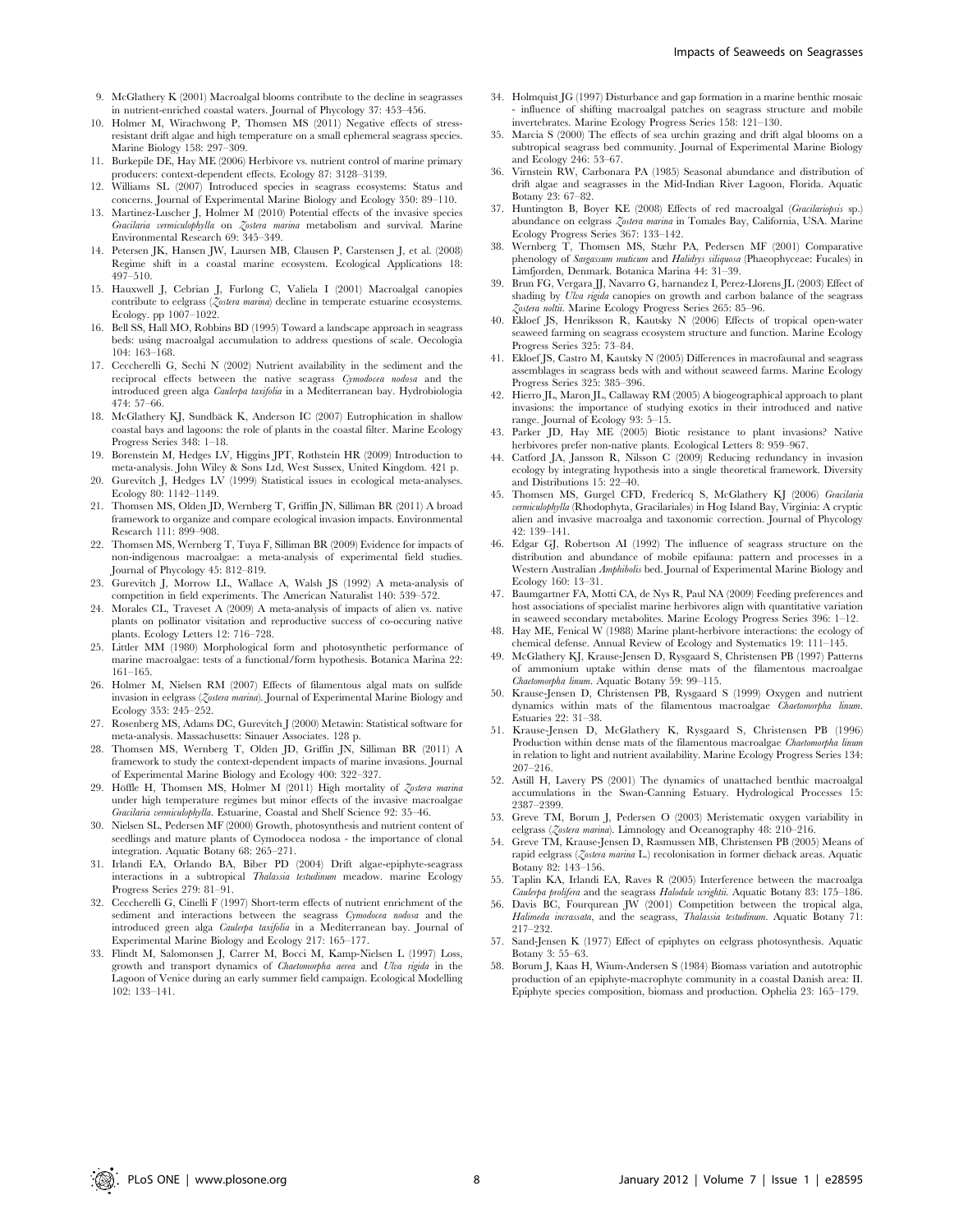9. McGlathery K (2001) Macroalgal blooms contribute to the decline in seagrasses in nutrient-enriched coastal waters. Journal of Phycology 37: 453–456.
10. Holmer M, Wirachwong P, Thomsen MS (2011) Negative effects of stress-resistant drift algae and high temperature on a small ephemeral seagrass species. Marine Biology 158: 297–309.
11. Burkepile DE, Hay ME (2006) Herbivore vs. nutrient control of marine primary producers: context-dependent effects. Ecology 87: 3128–3139.
12. Williams SL (2007) Introduced species in seagrass ecosystems: Status and concerns. Journal of Experimental Marine Biology and Ecology 350: 89–110.
13. Martinez-Luscher J, Holmer M (2010) Potential effects of the invasive species *Gracilaria vermiculophylla* on *Zostera marina* metabolism and survival. Marine Environmental Research 69: 345–349.
14. Petersen JK, Hansen JW, Laursen MB, Clausen P, Carstensen J, et al. (2008) Regime shift in a coastal marine ecosystem. Ecological Applications 18: 497–510.
15. Hauxwell J, Cebrian J, Furlong C, Valiela I (2001) Macroalgal canopies contribute to eelgrass (*Zostera marina*) decline in temperate estuarine ecosystems. Ecology. pp 1007–1022.
16. Bell SS, Hall MO, Robbins BD (1995) Toward a landscape approach in seagrass beds: using macroalgal accumulation to address questions of scale. Oecologia 104: 163–168.
17. Ceccherelli G, Sechi N (2002) Nutrient availability in the sediment and the reciprocal effects between the native seagrass *Cymodocea nodosa* and the introduced green alga *Caulerpa taxifolia* in a Mediterranean bay. Hydrobiologia 474: 57–66.
18. McGlathery KJ, Sundbäck K, Anderson IC (2007) Eutrophication in shallow coastal bays and lagoons: the role of plants in the coastal filter. Marine Ecology Progress Series 348: 1–18.
19. Borenstein M, Hedges LV, Higgins JPT, Rothstein HR (2009) Introduction to meta-analysis. John Wiley & Sons Ltd, West Sussex, United Kingdom. 421 p.
20. Gurevitch J, Hedges LV (1999) Statistical issues in ecological meta-analyses. Ecology 80: 1142–1149.
21. Thomsen MS, Olden JD, Wernberg T, Griffin JN, Silliman BR (2011) A broad framework to organize and compare ecological invasion impacts. Environmental Research 111: 899–908.
22. Thomsen MS, Wernberg T, Tuya F, Silliman BR (2009) Evidence for impacts of non-indigenous macroalgae: a meta-analysis of experimental field studies. Journal of Phycology 45: 812–819.
23. Gurevitch J, Morrow LL, Wallace A, Walsh JS (1992) A meta-analysis of competition in field experiments. The American Naturalist 140: 539–572.
24. Morales CL, Traveset A (2009) A meta-analysis of impacts of alien vs. native plants on pollinator visitation and reproductive success of co-occuring native plants. Ecology Letters 12: 716–728.
25. Littler MM (1980) Morphological form and photosynthetic performance of marine macroalgae: tests of a functional/form hypothesis. Botanica Marina 22: 161–165.
26. Holmer M, Nielsen RM (2007) Effects of filamentous algal mats on sulfide invasion in eelgrass (*Zostera marina*). Journal of Experimental Marine Biology and Ecology 353: 245–252.
27. Rosenberg MS, Adams DC, Gurevitch J (2000) Metawin: Statistical software for meta-analysis. Massachusetts: Sinauer Associates. 128 p.
28. Thomsen MS, Wernberg T, Olden JD, Griffin JN, Silliman BR (2011) A framework to study the context-dependent impacts of marine invasions. Journal of Experimental Marine Biology and Ecology 400: 322–327.
29. Höffle H, Thomsen MS, Holmer M (2011) High mortality of *Zostera marina* under high temperature regimes but minor effects of the invasive macroalgae *Gracilaria vermiculophylla*. Estuarine, Coastal and Shelf Science 92: 35–46.
30. Nielsen SL, Pedersen MF (2000) Growth, photosynthesis and nutrient content of seedlings and mature plants of Cymodocea nodosa - the importance of clonal integration. Aquatic Botany 68: 265–271.
31. Irlandi EA, Orlando BA, Biber PD (2004) Drift algae-epiphyte-seagrass interactions in a subtropical *Thalassia testudinum* meadow. marine Ecology Progress Series 279: 81–91.
32. Ceccherelli G, Cinelli F (1997) Short-term effects of nutrient enrichment of the sediment and interactions between the seagrass *Cymodocea nodosa* and the introduced green alga *Caulerpa taxifolia* in a Mediterranean bay. Journal of Experimental Marine Biology and Ecology 217: 165–177.
33. Flindt M, Salomonsen J, Carrer M, Bocci M, Kamp-Nielsen L (1997) Loss, growth and transport dynamics of *Chaetomorpha aerea* and *Ulva rigida* in the Lagoon of Venice during an early summer field campaign. Ecological Modelling 102: 133–141.
34. Holmquist JG (1997) Disturbance and gap formation in a marine benthic mosaic - influence of shifting macroalgal patches on seagrass structure and mobile invertebrates. Marine Ecology Progress Series 158: 121–130.
35. Marcia S (2000) The effects of sea urchin grazing and drift algal blooms on a subtropical seagrass bed community. Journal of Experimental Marine Biology and Ecology 246: 53–67.
36. Virnstein RW, Carbonara PA (1985) Seasonal abundance and distribution of drift algae and seagrasses in the Mid-Indian River Lagoon, Florida. Aquatic Botany 23: 67–82.
37. Huntington B, Boyer KE (2008) Effects of red macroalgal (*Gracilariopsis* sp.) abundance on eelgrass *Zostera marina* in Tomales Bay, California, USA. Marine Ecology Progress Series 367: 133–142.
38. Wernberg T, Thomsen MS, Stæhr PA, Pedersen MF (2001) Comparative phenology of *Sargassum muticum* and *Halidrys siliquosa* (Phaeophyceae: Fucales) in Limfjorden, Denmark. Botanica Marina 44: 31–39.
39. Brun FG, Vergara JJ, Navarro G, harnandez I, Perez-Llorens JL (2003) Effect of shading by *Ulva rigida* canopies on growth and carbon balance of the seagrass *Zostera noltii*. Marine Ecology Progress Series 265: 85–96.
40. Ekloef JS, Henriksson R, Kautsky N (2006) Effects of tropical open-water seaweed farming on seagrass ecosystem structure and function. Marine Ecology Progress Series 325: 73–84.
41. Ekloef JS, Castro M, Kautsky N (2005) Differences in macrofaunal and seagrass assemblages in seagrass beds with and without seaweed farms. Marine Ecology Progress Series 325: 385–396.
42. Hierro JL, Maron JL, Callaway RM (2005) A biogeographical approach to plant invasions: the importance of studying exotics in their introduced and native range. Journal of Ecology 93: 5–15.
43. Parker JD, Hay ME (2005) Biotic resistance to plant invasions? Native herbivores prefer non-native plants. Ecological Letters 8: 959–967.
44. Catford JA, Jansson R, Nilsson C (2009) Reducing redundancy in invasion ecology by integrating hypothesis into a single theoretical framework. Diversity and Distributions 15: 22–40.
45. Thomsen MS, Gurgel CFD, Fredericq S, McGlathery KJ (2006) *Gracilaria vermiculophylla* (Rhodophyta, Gracilariales) in Hog Island Bay, Virginia: A cryptic alien and invasive macroalga and taxonomic correction. Journal of Phycology 42: 139–141.
46. Edgar GJ, Robertson AI (1992) The influence of seagrass structure on the distribution and abundance of mobile epifauna: pattern and processes in a Western Australian *Amphibolis* bed. Journal of Experimental Marine Biology and Ecology 160: 13–31.
47. Baumgartner FA, Motti CA, de Nys R, Paul NA (2009) Feeding preferences and host associations of specialist marine herbivores align with quantitative variation in seaweed secondary metabolites. Marine Ecology Progress Series 396: 1–12.
48. Hay ME, Fenical W (1988) Marine plant-herbivore interactions: the ecology of chemical defense. Annual Review of Ecology and Systematics 19: 111–145.
49. McGlathery KJ, Krause-Jensen D, Rysgaard S, Christensen PB (1997) Patterns of ammonium uptake within dense mats of the filamentous macroalgae *Chaetomorpha linum*. Aquatic Botany 59: 99–115.
50. Krause-Jensen D, Christensen PB, Rysgaard S (1999) Oxygen and nutrient dynamics within mats of the filamentous macroalgae *Chaetomorpha linum*. Estuaries 22: 31–38.
51. Krause-Jensen D, McGlathery K, Rysgaard S, Christensen PB (1996) Production within dense mats of the filamentous macroalgae *Chaetomorpha linum* in relation to light and nutrient availability. Marine Ecology Progress Series 134: 207–216.
52. Astill H, Lavery PS (2001) The dynamics of unattached benthic macroalgal accumulations in the Swan-Canning Estuary. Hydrological Processes 15: 2387–2399.
53. Greve TM, Borum J, Pedersen O (2003) Meristematic oxygen variability in eelgrass (*Zostera marina*). Limnology and Oceanography 48: 210–216.
54. Greve TM, Krause-Jensen D, Rasmussen MB, Christensen PB (2005) Means of rapid eelgrass (*Zostera marina* L.) recolonisation in former dieback areas. Aquatic Botany 82: 143–156.
55. Taplin KA, Irlandi EA, Raves R (2005) Interference between the macroalga *Caulerpa prolifera* and the seagrass *Halodule wrightii*. Aquatic Botany 83: 175–186.
56. Davis BC, Fourqurean JW (2001) Competition between the tropical alga, *Halimeda incrassata*, and the seagrass, *Thalassia testudinum*. Aquatic Botany 71: 217–232.
57. Sand-Jensen K (1977) Effect of epiphytes on eelgrass photosynthesis. Aquatic Botany 3: 55–63.
58. Borum J, Kaas H, Wium-Andersen S (1984) Biomass variation and autotrophic production of an epiphyte-macrophyte community in a coastal Danish area: II. Epiphyte species composition, biomass and production. Ophelia 23: 165–179.